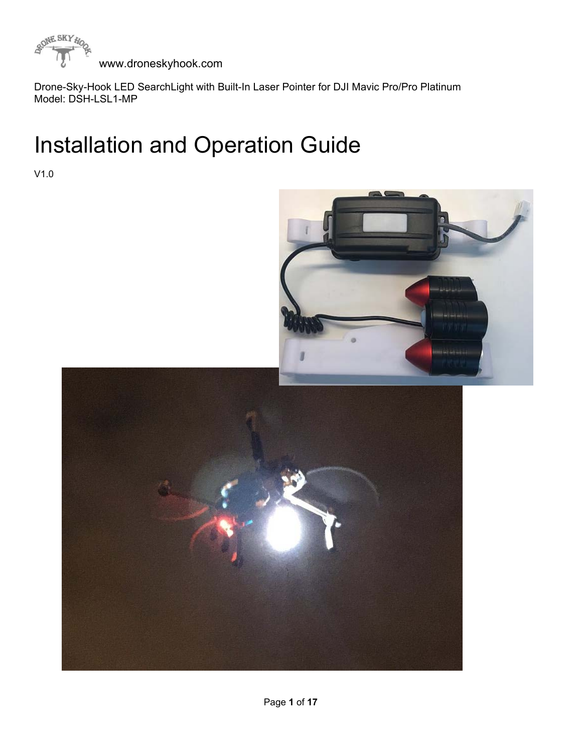www.droneskyhook.com

Drone-Sky-Hook LED SearchLight with Built-In Laser Pointer for DJI Mavic Pro/Pro Platinum
Model: DSH-LSL1-MP

# Installation and Operation Guide

V1.0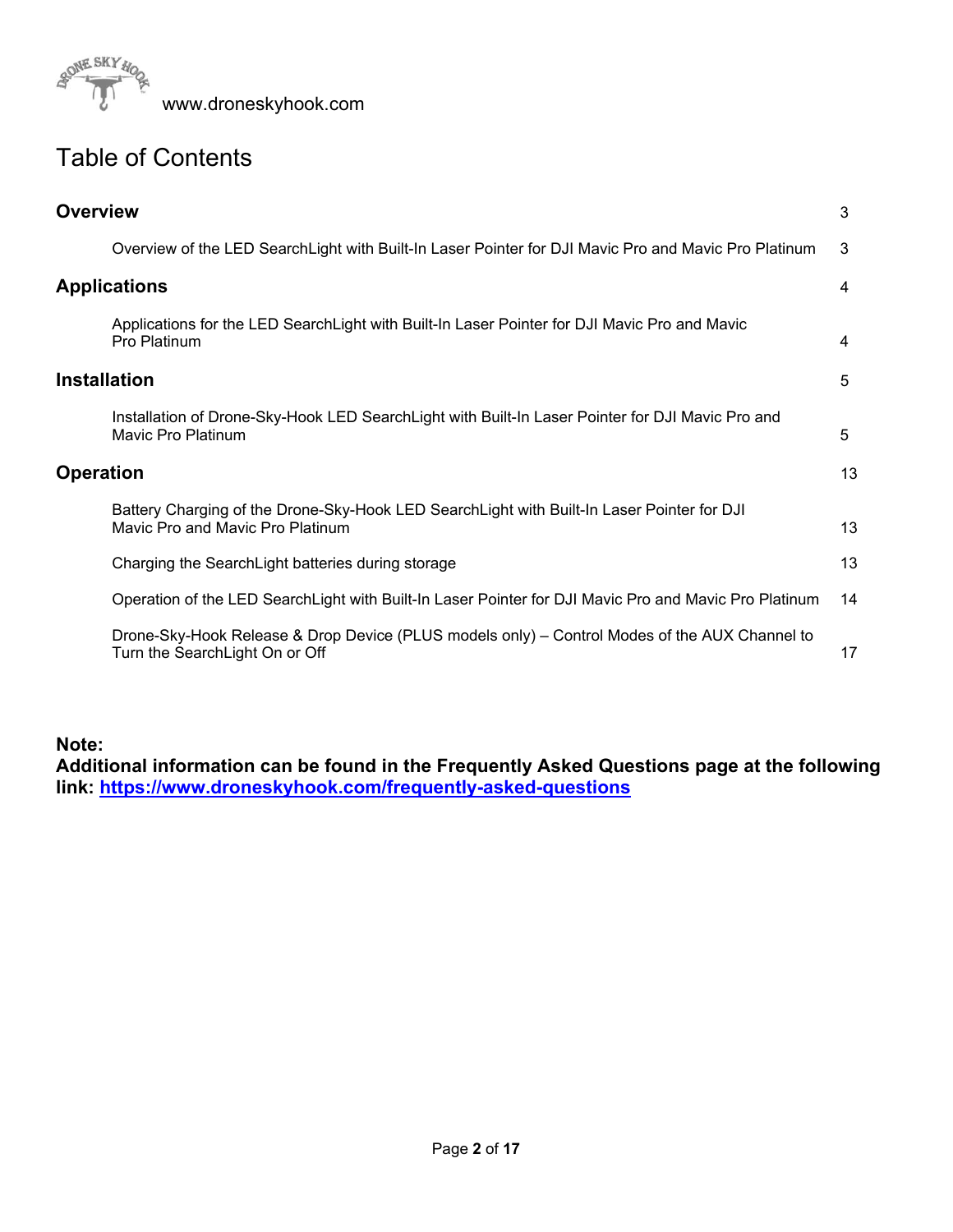www.droneskyhook.com

# Table of Contents

| | |
|---|---|
| **Overview** | 3 |
| Overview of the LED SearchLight with Built-In Laser Pointer for DJI Mavic Pro and Mavic Pro Platinum | 3 |
| **Applications** | 4 |
| Applications for the LED SearchLight with Built-In Laser Pointer for DJI Mavic Pro and Mavic Pro Platinum | 4 |
| **Installation** | 5 |
| Installation of Drone-Sky-Hook LED SearchLight with Built-In Laser Pointer for DJI Mavic Pro and Mavic Pro Platinum | 5 |
| **Operation** | 13 |
| Battery Charging of the Drone-Sky-Hook LED SearchLight with Built-In Laser Pointer for DJI Mavic Pro and Mavic Pro Platinum | 13 |
| Charging the SearchLight batteries during storage | 13 |
| Operation of the LED SearchLight with Built-In Laser Pointer for DJI Mavic Pro and Mavic Pro Platinum | 14 |
| Drone-Sky-Hook Release & Drop Device (PLUS models only) – Control Modes of the AUX Channel to Turn the SearchLight On or Off | 17 |

**Note:**
**Additional information can be found in the Frequently Asked Questions page at the following link: [https://www.droneskyhook.com/frequently-asked-questions](https://www.droneskyhook.com/frequently-asked-questions)**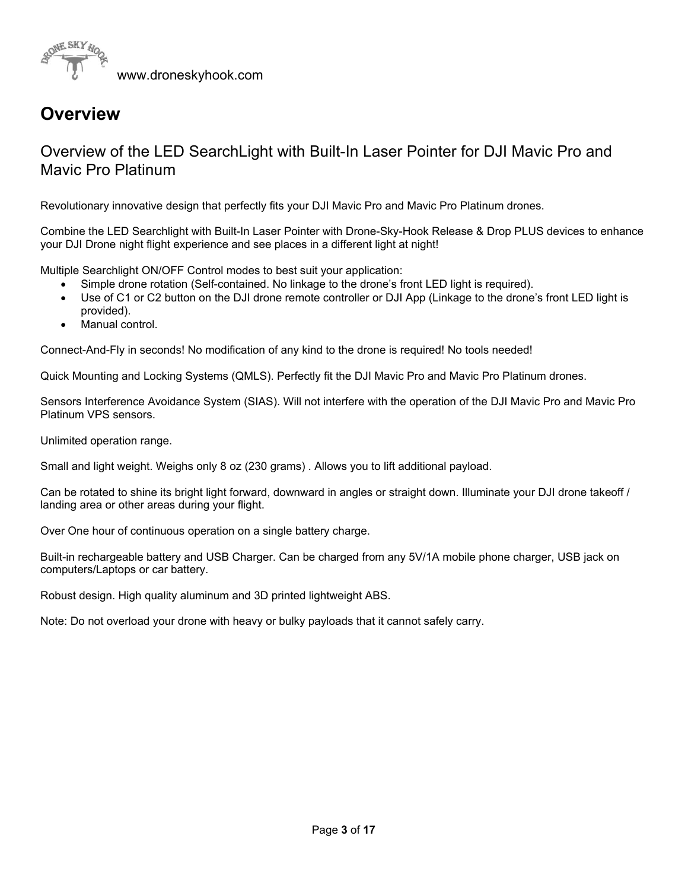# Overview

## Overview of the LED SearchLight with Built-In Laser Pointer for DJI Mavic Pro and Mavic Pro Platinum

Revolutionary innovative design that perfectly fits your DJI Mavic Pro and Mavic Pro Platinum drones.

Combine the LED Searchlight with Built-In Laser Pointer with Drone-Sky-Hook Release & Drop PLUS devices to enhance your DJI Drone night flight experience and see places in a different light at night!

Multiple Searchlight ON/OFF Control modes to best suit your application:

- Simple drone rotation (Self-contained. No linkage to the drone's front LED light is required).
- Use of C1 or C2 button on the DJI drone remote controller or DJI App (Linkage to the drone's front LED light is provided).
- Manual control.

Connect-And-Fly in seconds! No modification of any kind to the drone is required! No tools needed!

Quick Mounting and Locking Systems (QMLS). Perfectly fit the DJI Mavic Pro and Mavic Pro Platinum drones.

Sensors Interference Avoidance System (SIAS). Will not interfere with the operation of the DJI Mavic Pro and Mavic Pro Platinum VPS sensors.

Unlimited operation range.

Small and light weight. Weighs only 8 oz (230 grams) . Allows you to lift additional payload.

Can be rotated to shine its bright light forward, downward in angles or straight down. Illuminate your DJI drone takeoff / landing area or other areas during your flight.

Over One hour of continuous operation on a single battery charge.

Built-in rechargeable battery and USB Charger. Can be charged from any 5V/1A mobile phone charger, USB jack on computers/Laptops or car battery.

Robust design. High quality aluminum and 3D printed lightweight ABS.

Note: Do not overload your drone with heavy or bulky payloads that it cannot safely carry.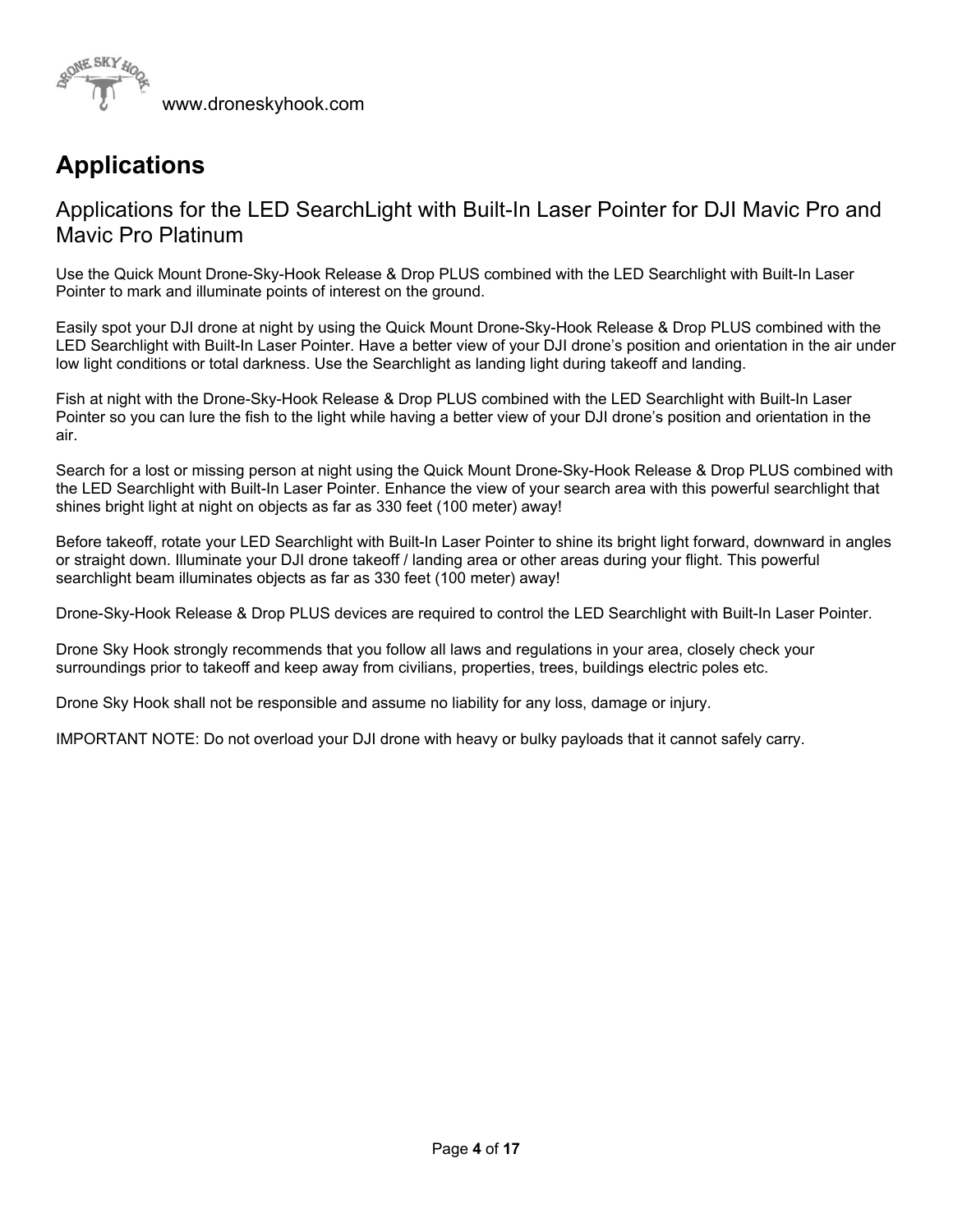# Applications

## Applications for the LED SearchLight with Built-In Laser Pointer for DJI Mavic Pro and Mavic Pro Platinum

Use the Quick Mount Drone-Sky-Hook Release & Drop PLUS combined with the LED Searchlight with Built-In Laser Pointer to mark and illuminate points of interest on the ground.

Easily spot your DJI drone at night by using the Quick Mount Drone-Sky-Hook Release & Drop PLUS combined with the LED Searchlight with Built-In Laser Pointer. Have a better view of your DJI drone's position and orientation in the air under low light conditions or total darkness. Use the Searchlight as landing light during takeoff and landing.

Fish at night with the Drone-Sky-Hook Release & Drop PLUS combined with the LED Searchlight with Built-In Laser Pointer so you can lure the fish to the light while having a better view of your DJI drone's position and orientation in the air.

Search for a lost or missing person at night using the Quick Mount Drone-Sky-Hook Release & Drop PLUS combined with the LED Searchlight with Built-In Laser Pointer. Enhance the view of your search area with this powerful searchlight that shines bright light at night on objects as far as 330 feet (100 meter) away!

Before takeoff, rotate your LED Searchlight with Built-In Laser Pointer to shine its bright light forward, downward in angles or straight down. Illuminate your DJI drone takeoff / landing area or other areas during your flight. This powerful searchlight beam illuminates objects as far as 330 feet (100 meter) away!

Drone-Sky-Hook Release & Drop PLUS devices are required to control the LED Searchlight with Built-In Laser Pointer.

Drone Sky Hook strongly recommends that you follow all laws and regulations in your area, closely check your surroundings prior to takeoff and keep away from civilians, properties, trees, buildings electric poles etc.

Drone Sky Hook shall not be responsible and assume no liability for any loss, damage or injury.

IMPORTANT NOTE: Do not overload your DJI drone with heavy or bulky payloads that it cannot safely carry.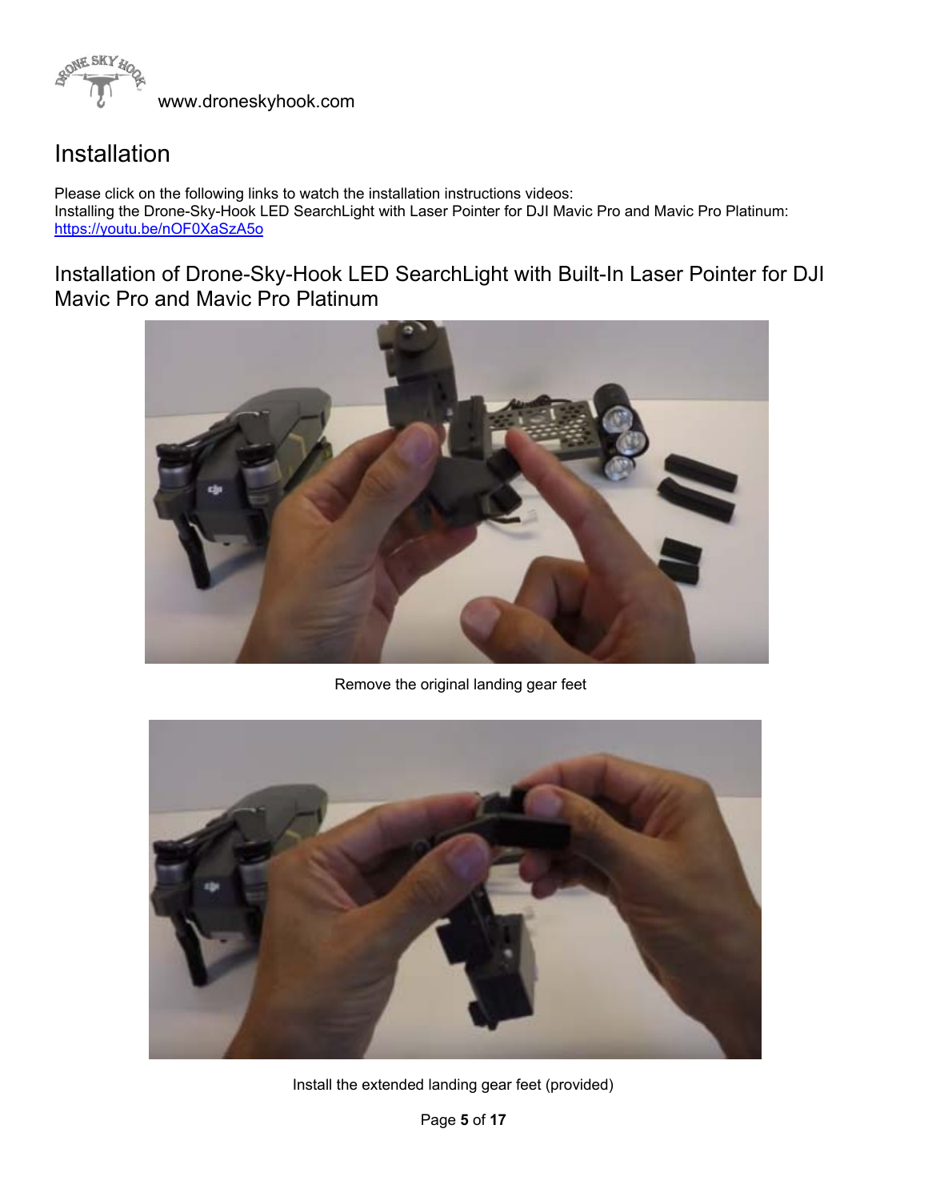# Installation

Please click on the following links to watch the installation instructions videos:
Installing the Drone-Sky-Hook LED SearchLight with Laser Pointer for DJI Mavic Pro and Mavic Pro Platinum:
https://youtu.be/nOF0XaSzA5o

## Installation of Drone-Sky-Hook LED SearchLight with Built-In Laser Pointer for DJI Mavic Pro and Mavic Pro Platinum

Remove the original landing gear feet

Install the extended landing gear feet (provided)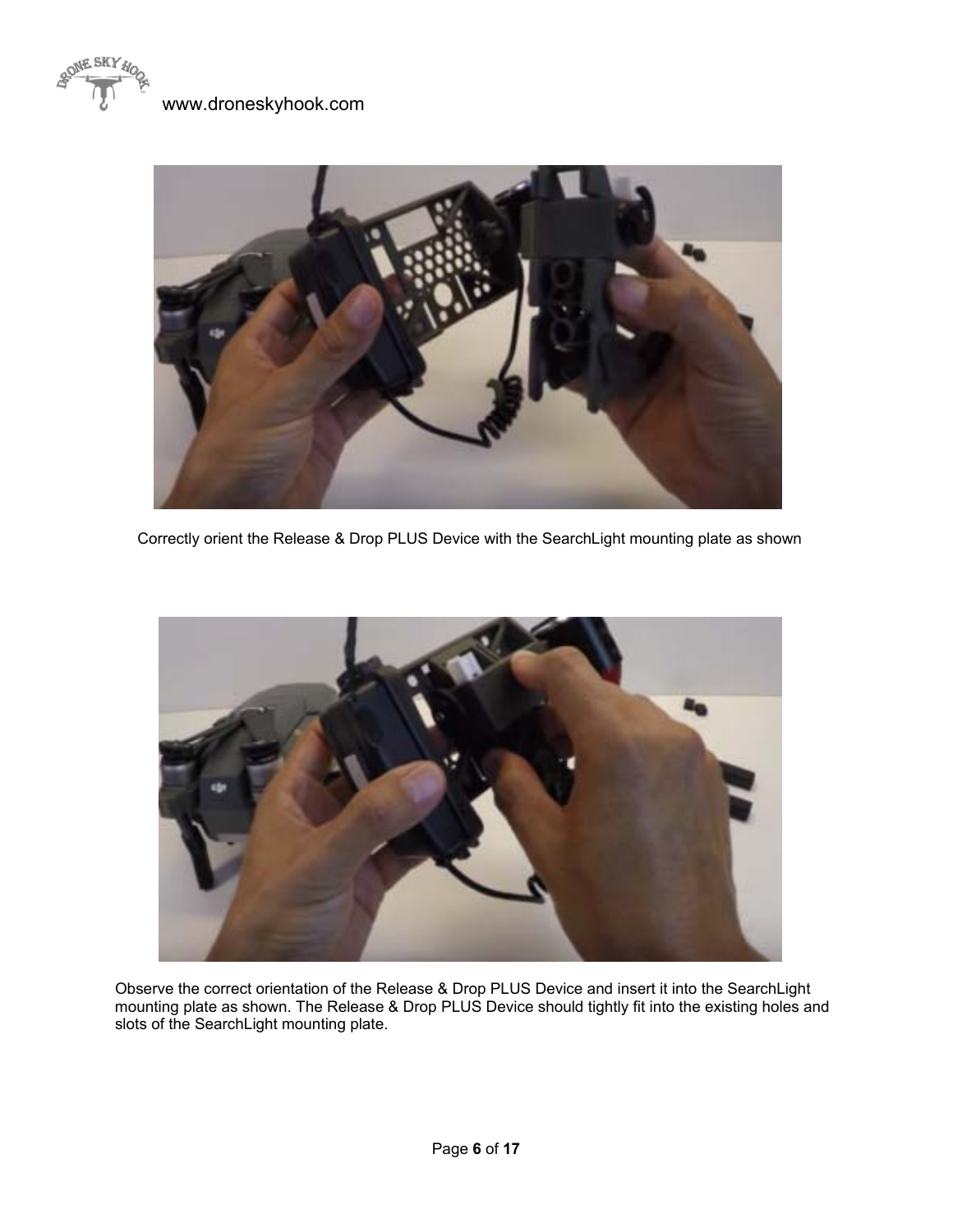Correctly orient the Release & Drop PLUS Device with the SearchLight mounting plate as shown

Observe the correct orientation of the Release & Drop PLUS Device and insert it into the SearchLight mounting plate as shown. The Release & Drop PLUS Device should tightly fit into the existing holes and slots of the SearchLight mounting plate.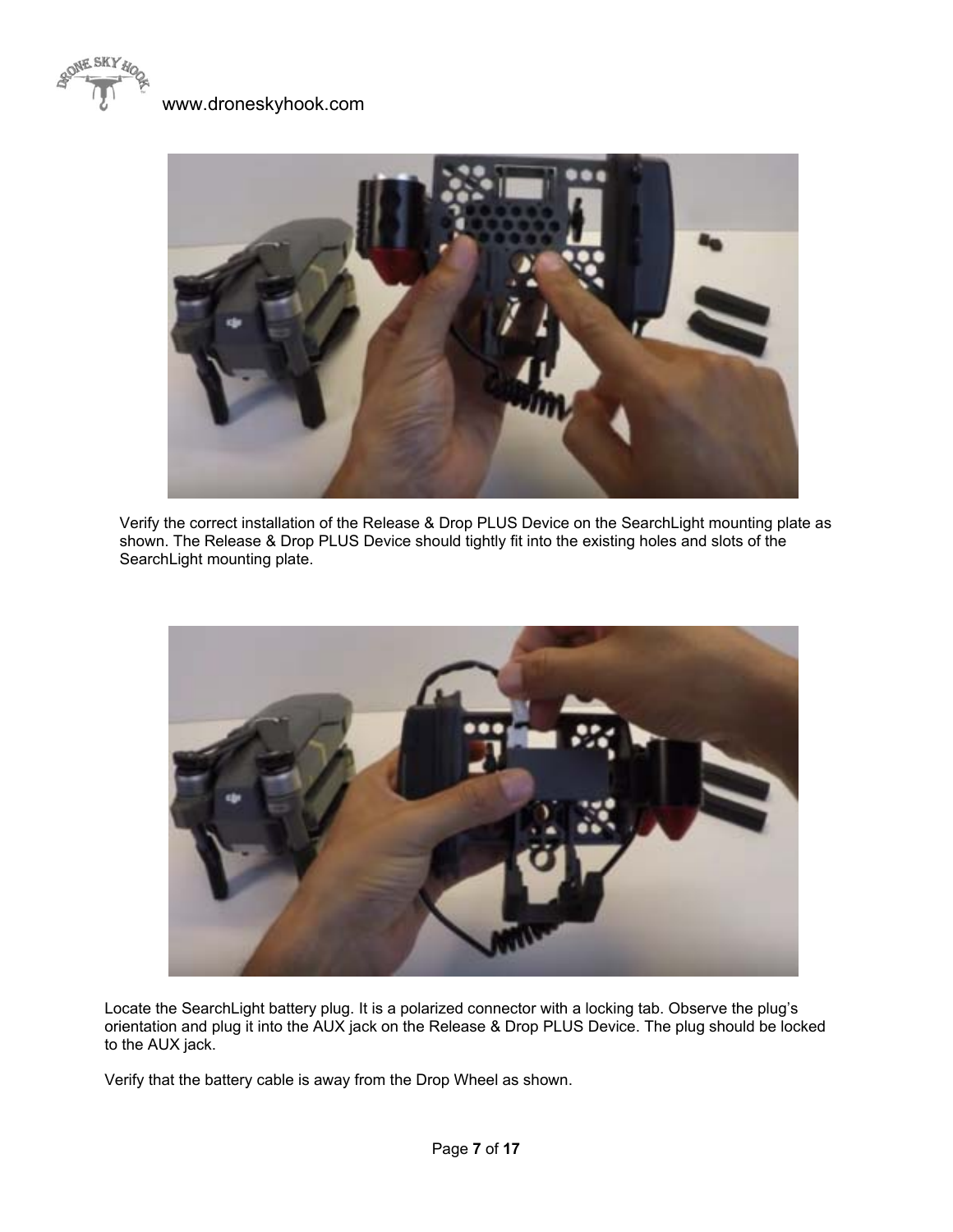Verify the correct installation of the Release & Drop PLUS Device on the SearchLight mounting plate as shown. The Release & Drop PLUS Device should tightly fit into the existing holes and slots of the SearchLight mounting plate.

Locate the SearchLight battery plug. It is a polarized connector with a locking tab. Observe the plug's orientation and plug it into the AUX jack on the Release & Drop PLUS Device. The plug should be locked to the AUX jack.

Verify that the battery cable is away from the Drop Wheel as shown.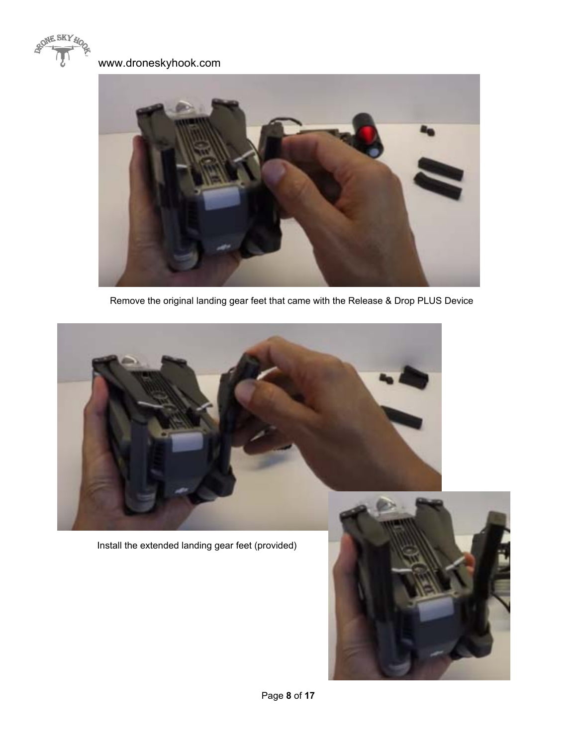Remove the original landing gear feet that came with the Release & Drop PLUS Device

Install the extended landing gear feet (provided)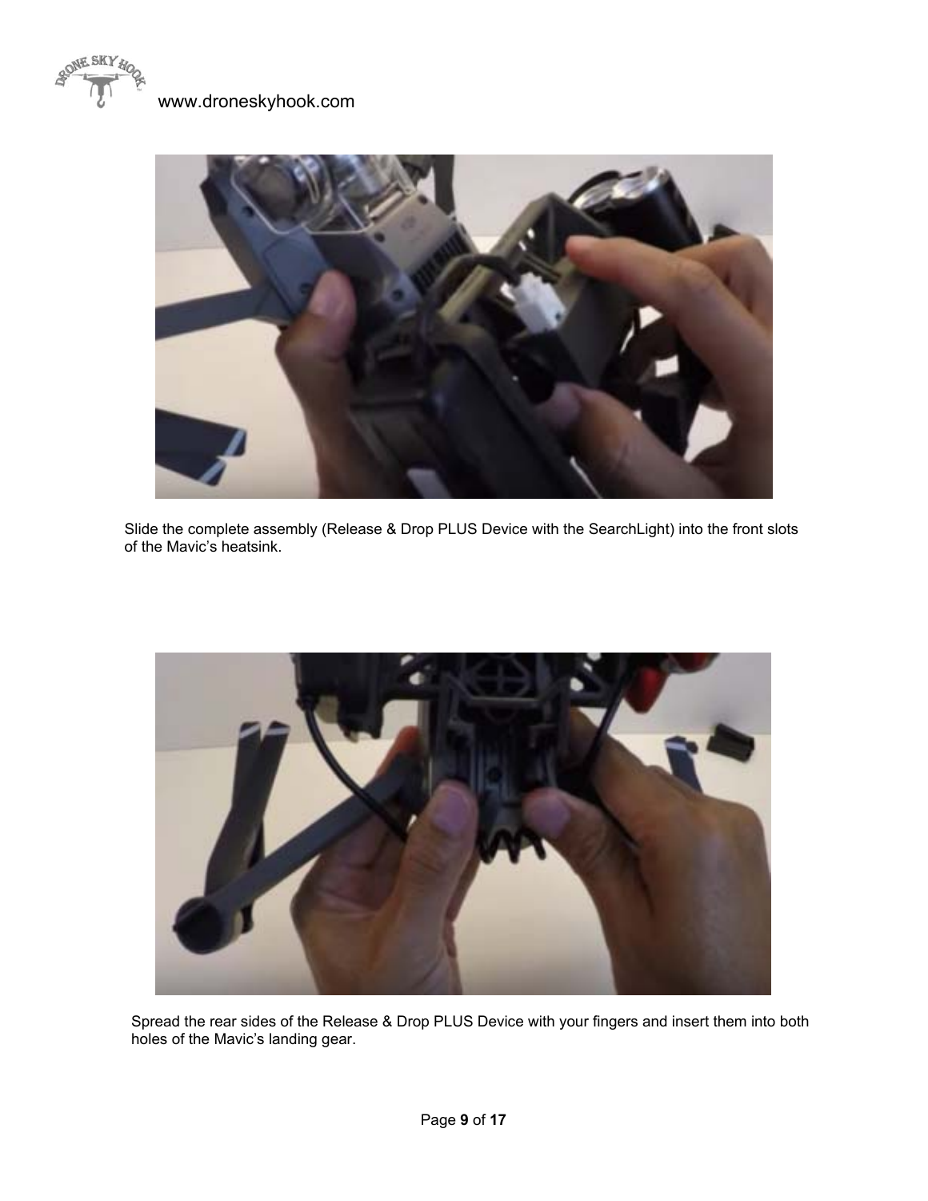Slide the complete assembly (Release & Drop PLUS Device with the SearchLight) into the front slots of the Mavic's heatsink.

Spread the rear sides of the Release & Drop PLUS Device with your fingers and insert them into both holes of the Mavic's landing gear.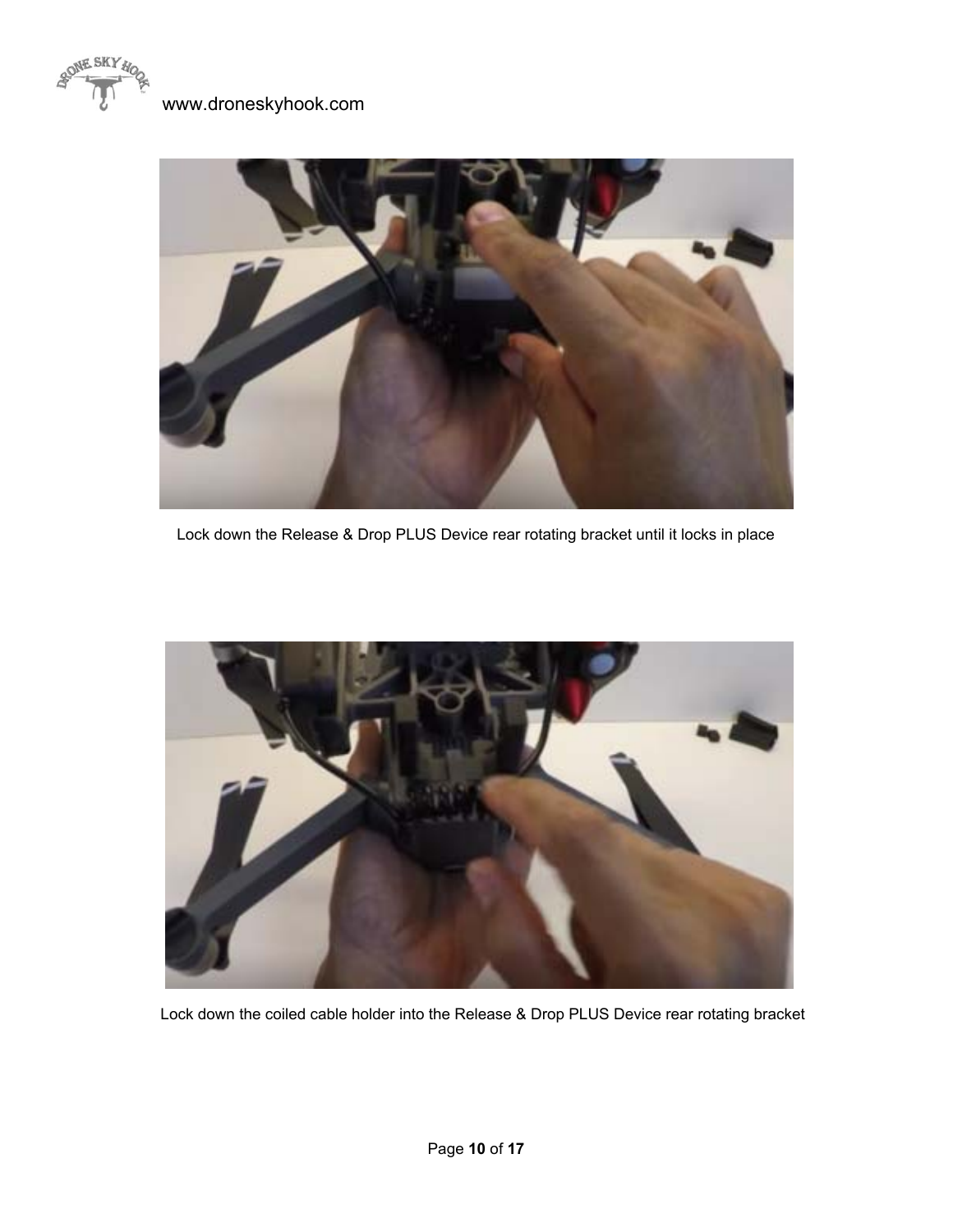Lock down the Release & Drop PLUS Device rear rotating bracket until it locks in place

Lock down the coiled cable holder into the Release & Drop PLUS Device rear rotating bracket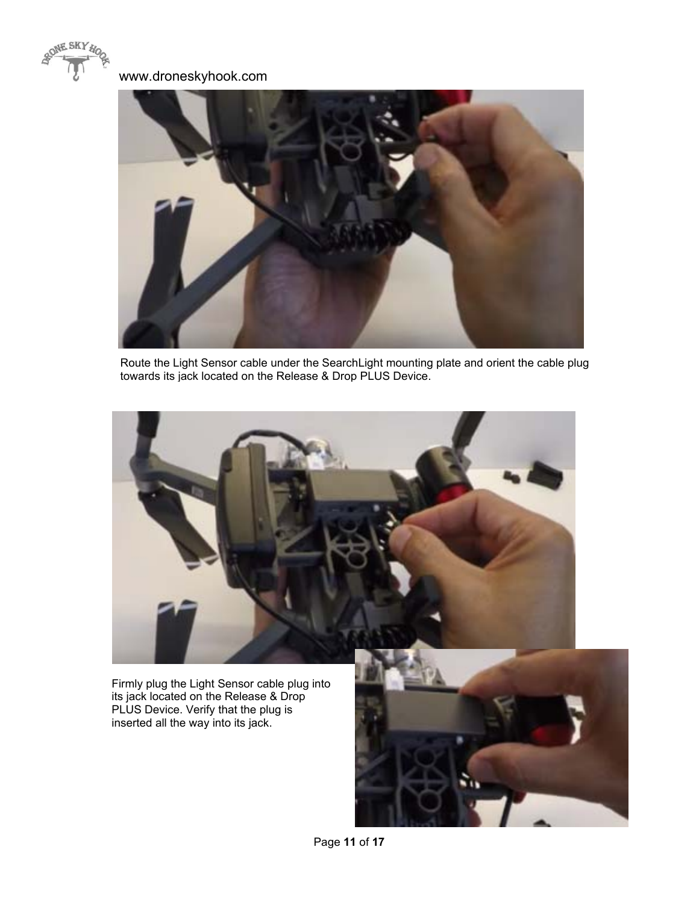Route the Light Sensor cable under the SearchLight mounting plate and orient the cable plug towards its jack located on the Release & Drop PLUS Device.

Firmly plug the Light Sensor cable plug into its jack located on the Release & Drop PLUS Device. Verify that the plug is inserted all the way into its jack.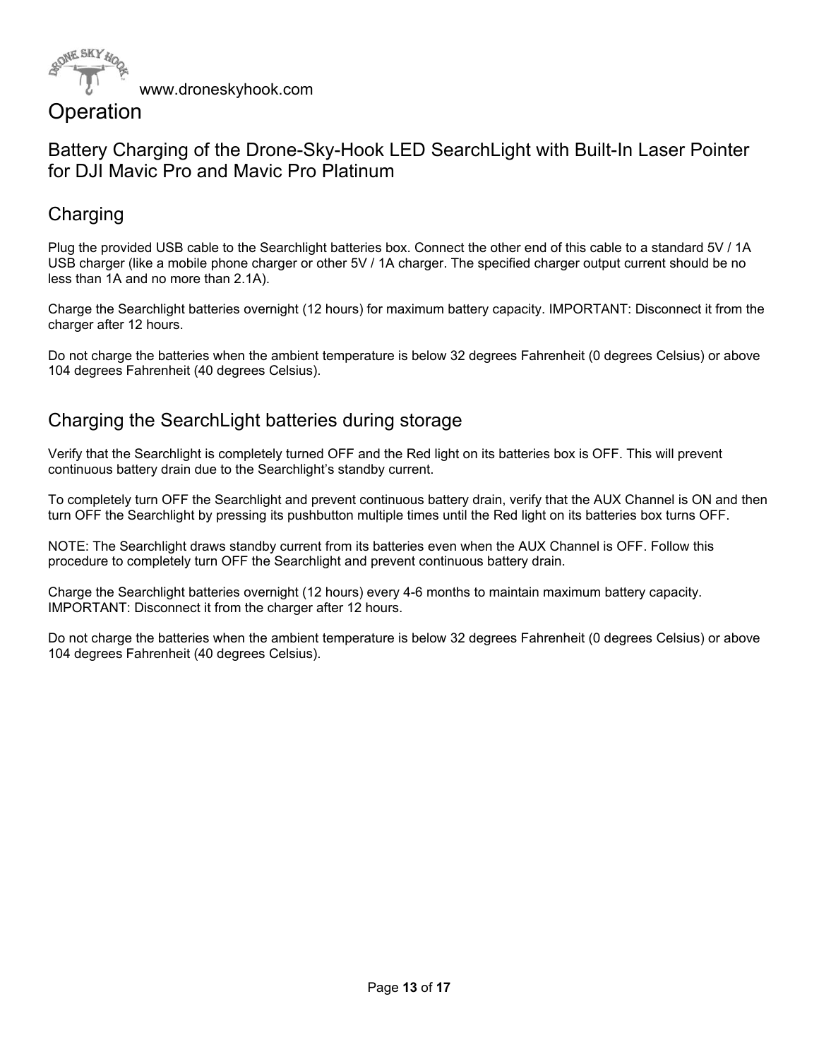# Operation

## Battery Charging of the Drone-Sky-Hook LED SearchLight with Built-In Laser Pointer for DJI Mavic Pro and Mavic Pro Platinum

### Charging

Plug the provided USB cable to the Searchlight batteries box. Connect the other end of this cable to a standard 5V / 1A USB charger (like a mobile phone charger or other 5V / 1A charger. The specified charger output current should be no less than 1A and no more than 2.1A).

Charge the Searchlight batteries overnight (12 hours) for maximum battery capacity. IMPORTANT: Disconnect it from the charger after 12 hours.

Do not charge the batteries when the ambient temperature is below 32 degrees Fahrenheit (0 degrees Celsius) or above 104 degrees Fahrenheit (40 degrees Celsius).

### Charging the SearchLight batteries during storage

Verify that the Searchlight is completely turned OFF and the Red light on its batteries box is OFF. This will prevent continuous battery drain due to the Searchlight's standby current.

To completely turn OFF the Searchlight and prevent continuous battery drain, verify that the AUX Channel is ON and then turn OFF the Searchlight by pressing its pushbutton multiple times until the Red light on its batteries box turns OFF.

NOTE: The Searchlight draws standby current from its batteries even when the AUX Channel is OFF. Follow this procedure to completely turn OFF the Searchlight and prevent continuous battery drain.

Charge the Searchlight batteries overnight (12 hours) every 4-6 months to maintain maximum battery capacity. IMPORTANT: Disconnect it from the charger after 12 hours.

Do not charge the batteries when the ambient temperature is below 32 degrees Fahrenheit (0 degrees Celsius) or above 104 degrees Fahrenheit (40 degrees Celsius).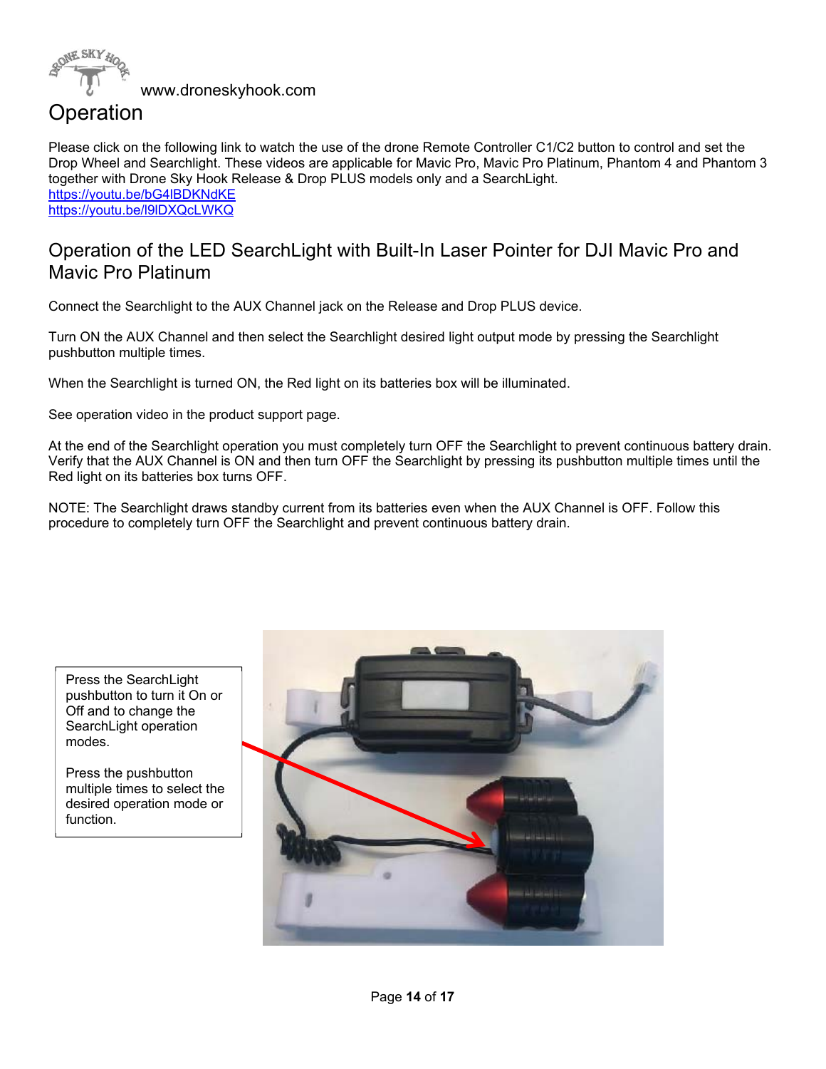www.droneskyhook.com

# Operation

Please click on the following link to watch the use of the drone Remote Controller C1/C2 button to control and set the Drop Wheel and Searchlight. These videos are applicable for Mavic Pro, Mavic Pro Platinum, Phantom 4 and Phantom 3 together with Drone Sky Hook Release & Drop PLUS models only and a SearchLight.
https://youtu.be/bG4lBDKNdKE
https://youtu.be/l9lDXQcLWKQ

## Operation of the LED SearchLight with Built-In Laser Pointer for DJI Mavic Pro and Mavic Pro Platinum

Connect the Searchlight to the AUX Channel jack on the Release and Drop PLUS device.

Turn ON the AUX Channel and then select the Searchlight desired light output mode by pressing the Searchlight pushbutton multiple times.

When the Searchlight is turned ON, the Red light on its batteries box will be illuminated.

See operation video in the product support page.

At the end of the Searchlight operation you must completely turn OFF the Searchlight to prevent continuous battery drain. Verify that the AUX Channel is ON and then turn OFF the Searchlight by pressing its pushbutton multiple times until the Red light on its batteries box turns OFF.

NOTE: The Searchlight draws standby current from its batteries even when the AUX Channel is OFF. Follow this procedure to completely turn OFF the Searchlight and prevent continuous battery drain.

Press the SearchLight pushbutton to turn it On or Off and to change the SearchLight operation modes.

Press the pushbutton multiple times to select the desired operation mode or function.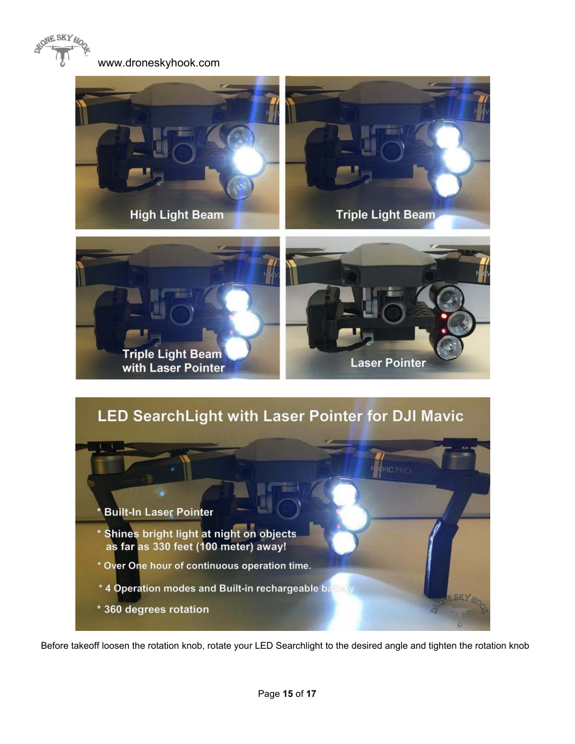www.droneskyhook.com

High Light Beam

Triple Light Beam

Triple Light Beam with Laser Pointer

Laser Pointer

LED SearchLight with Laser Pointer for DJI Mavic

* Built-In Laser Pointer
* Shines bright light at night on objects as far as 330 feet (100 meter) away!
* Over One hour of continuous operation time.
* 4 Operation modes and Built-in rechargeable battery
* 360 degrees rotation

Before takeoff loosen the rotation knob, rotate your LED Searchlight to the desired angle and tighten the rotation knob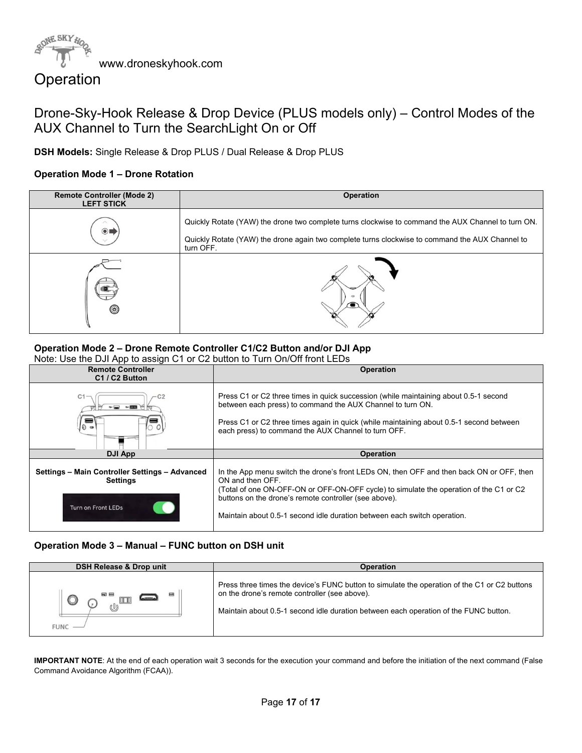www.droneskyhook.com

# Operation

## Drone-Sky-Hook Release & Drop Device (PLUS models only) – Control Modes of the AUX Channel to Turn the SearchLight On or Off

**DSH Models:** Single Release & Drop PLUS / Dual Release & Drop PLUS

### Operation Mode 1 – Drone Rotation

| Remote Controller (Mode 2) LEFT STICK | Operation |
| --- | --- |
| | Quickly Rotate (YAW) the drone two complete turns clockwise to command the AUX Channel to turn ON.<br><br>Quickly Rotate (YAW) the drone again two complete turns clockwise to command the AUX Channel to turn OFF. |
| | |

### Operation Mode 2 – Drone Remote Controller C1/C2 Button and/or DJI App

Note: Use the DJI App to assign C1 or C2 button to Turn On/Off front LEDs

| Remote Controller C1 / C2 Button | Operation |
| --- | --- |
| C1 C2 | Press C1 or C2 three times in quick succession (while maintaining about 0.5-1 second between each press) to command the AUX Channel to turn ON.<br><br>Press C1 or C2 three times again in quick (while maintaining about 0.5-1 second between each press) to command the AUX Channel to turn OFF. |
| **DJI App** | **Operation** |
| **Settings – Main Controller Settings – Advanced Settings**<br><br>Turn on Front LEDs | In the App menu switch the drone's front LEDs ON, then OFF and then back ON or OFF, then ON and then OFF.<br>(Total of one ON-OFF-ON or OFF-ON-OFF cycle) to simulate the operation of the C1 or C2 buttons on the drone's remote controller (see above).<br><br>Maintain about 0.5-1 second idle duration between each switch operation. |

### Operation Mode 3 – Manual – FUNC button on DSH unit

| DSH Release & Drop unit | Operation |
| --- | --- |
| FUNC | Press three times the device's FUNC button to simulate the operation of the C1 or C2 buttons on the drone's remote controller (see above).<br><br>Maintain about 0.5-1 second idle duration between each operation of the FUNC button. |

**IMPORTANT NOTE**: At the end of each operation wait 3 seconds for the execution your command and before the initiation of the next command (False Command Avoidance Algorithm (FCAA)).